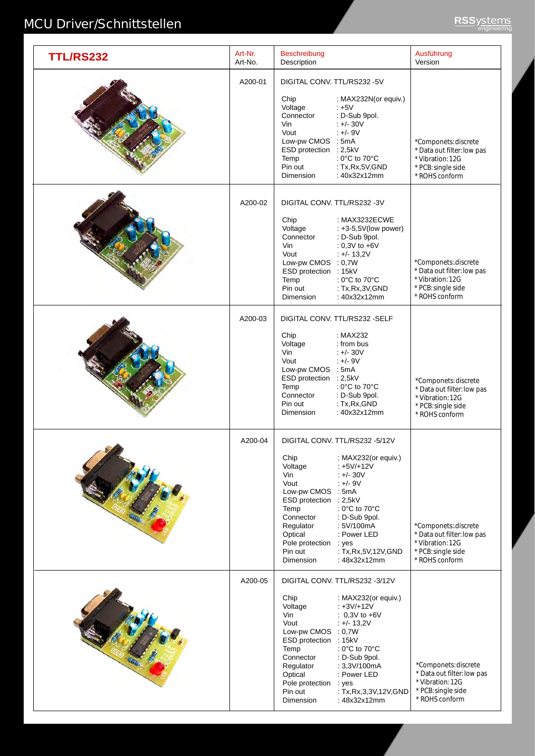# MCU Driver/Schnittstellen

| TTL/RS232 | Art-Nr. Art-No. | Beschreibung Description | Ausführung Version |
|---|---|---|---|
| | A200-01 | DIGITAL CONV. TTL/RS232 -5V<br><br>Chip : MAX232N(or equiv.)<br>Voltage : +5V<br>Connector : D-Sub 9pol.<br>Vin : +/- 30V<br>Vout : +/- 9V<br>Low-pw CMOS : 5mA<br>ESD protection : 2,5kV<br>Temp : 0°C to 70°C<br>Pin out : Tx,Rx,5V,GND<br>Dimension : 40x32x12mm | *Componets: discrete<br>* Data out filter: low pas<br>* Vibration: 12G<br>* PCB: single side<br>* ROHS conform |
| | A200-02 | DIGITAL CONV. TTL/RS232 -3V<br><br>Chip : MAX3232ECWE<br>Voltage : +3-5,5V(low power)<br>Connector : D-Sub 9pol.<br>Vin : 0,3V to +6V<br>Vout : +/- 13,2V<br>Low-pw CMOS : 0,7W<br>ESD protection : 15kV<br>Temp : 0°C to 70°C<br>Pin out : Tx,Rx,3V,GND<br>Dimension : 40x32x12mm | *Componets: discrete<br>* Data out filter: low pas<br>* Vibration: 12G<br>* PCB: single side<br>* ROHS conform |
| | A200-03 | DIGITAL CONV. TTL/RS232 -SELF<br><br>Chip : MAX232<br>Voltage : from bus<br>Vin : +/- 30V<br>Vout : +/- 9V<br>Low-pw CMOS : 5mA<br>ESD protection : 2,5kV<br>Temp : 0°C to 70°C<br>Connector : D-Sub 9pol.<br>Pin out : Tx,Rx,GND<br>Dimension : 40x32x12mm | *Componets: discrete<br>* Data out filter: low pas<br>* Vibration: 12G<br>* PCB: single side<br>* ROHS conform |
| | A200-04 | DIGITAL CONV. TTL/RS232 -5/12V<br><br>Chip : MAX232(or equiv.)<br>Voltage : +5V/+12V<br>Vin : +/- 30V<br>Vout : +/- 9V<br>Low-pw CMOS : 5mA<br>ESD protection : 2,5kV<br>Temp : 0°C to 70°C<br>Connector : D-Sub 9pol.<br>Regulator : 5V/100mA<br>Optical : Power LED<br>Pole protection : yes<br>Pin out : Tx,Rx,5V,12V,GND<br>Dimension : 48x32x12mm | *Componets: discrete<br>* Data out filter: low pas<br>* Vibration: 12G<br>* PCB: single side<br>* ROHS conform |
| | A200-05 | DIGITAL CONV. TTL/RS232 -3/12V<br><br>Chip : MAX232(or equiv.)<br>Voltage : +3V/+12V<br>Vin : 0,3V to +6V<br>Vout : +/- 13,2V<br>Low-pw CMOS : 0,7W<br>ESD protection : 15kV<br>Temp : 0°C to 70°C<br>Connector : D-Sub 9pol.<br>Regulator : 3,3V/100mA<br>Optical : Power LED<br>Pole protection : yes<br>Pin out : Tx,Rx,3,3V,12V,GND<br>Dimension : 48x32x12mm | *Componets: discrete<br>* Data out filter: low pas<br>* Vibration: 12G<br>* PCB: single side<br>* ROHS conform |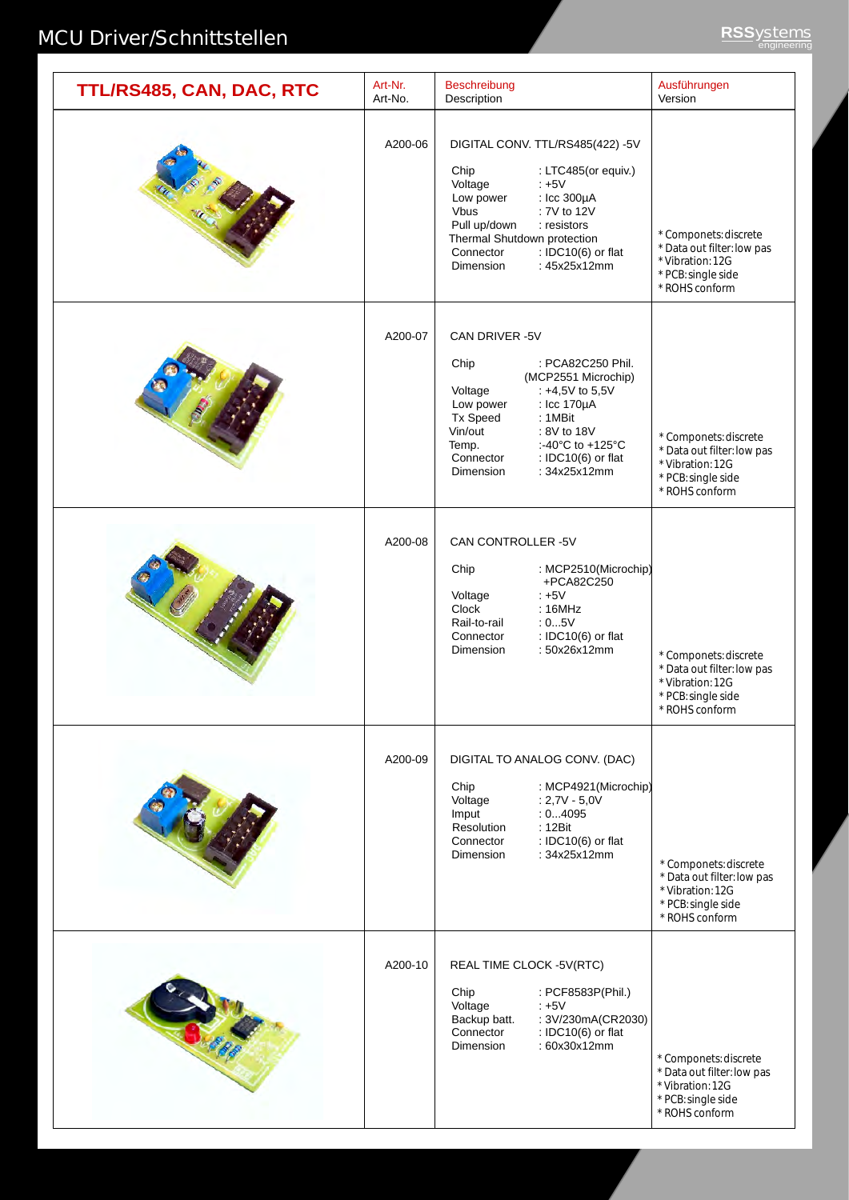# MCU Driver/Schnittstellen

| TTL/RS485, CAN, DAC, RTC | Art-Nr.<br>Art-No. | Beschreibung<br>Description | Ausführungen<br>Version |
|---|---|---|---|
| | A200-06 | DIGITAL CONV. TTL/RS485(422) -5V<br><br>Chip : LTC485(or equiv.)<br>Voltage : +5V<br>Low power : Icc 300µA<br>Vbus : 7V to 12V<br>Pull up/down : resistors<br>Thermal Shutdown protection<br>Connector : IDC10(6) or flat<br>Dimension : 45x25x12mm | * Componets: discrete<br>* Data out filter: low pas<br>* Vibration: 12G<br>* PCB: single side<br>* ROHS conform |
| | A200-07 | CAN DRIVER -5V<br><br>Chip : PCA82C250 Phil. (MCP2551 Microchip)<br>Voltage : +4,5V to 5,5V<br>Low power : Icc 170µA<br>Tx Speed : 1MBit<br>Vin/out : 8V to 18V<br>Temp. :-40°C to +125°C<br>Connector : IDC10(6) or flat<br>Dimension : 34x25x12mm | * Componets: discrete<br>* Data out filter: low pas<br>* Vibration: 12G<br>* PCB: single side<br>* ROHS conform |
| | A200-08 | CAN CONTROLLER -5V<br><br>Chip : MCP2510(Microchip) +PCA82C250<br>Voltage : +5V<br>Clock : 16MHz<br>Rail-to-rail : 0...5V<br>Connector : IDC10(6) or flat<br>Dimension : 50x26x12mm | * Componets: discrete<br>* Data out filter: low pas<br>* Vibration: 12G<br>* PCB: single side<br>* ROHS conform |
| | A200-09 | DIGITAL TO ANALOG CONV. (DAC)<br><br>Chip : MCP4921(Microchip)<br>Voltage : 2,7V - 5,0V<br>Imput : 0...4095<br>Resolution : 12Bit<br>Connector : IDC10(6) or flat<br>Dimension : 34x25x12mm | * Componets: discrete<br>* Data out filter: low pas<br>* Vibration: 12G<br>* PCB: single side<br>* ROHS conform |
| | A200-10 | REAL TIME CLOCK -5V(RTC)<br><br>Chip : PCF8583P(Phil.)<br>Voltage : +5V<br>Backup batt. : 3V/230mA(CR2030)<br>Connector : IDC10(6) or flat<br>Dimension : 60x30x12mm | * Componets: discrete<br>* Data out filter: low pas<br>* Vibration: 12G<br>* PCB: single side<br>* ROHS conform |